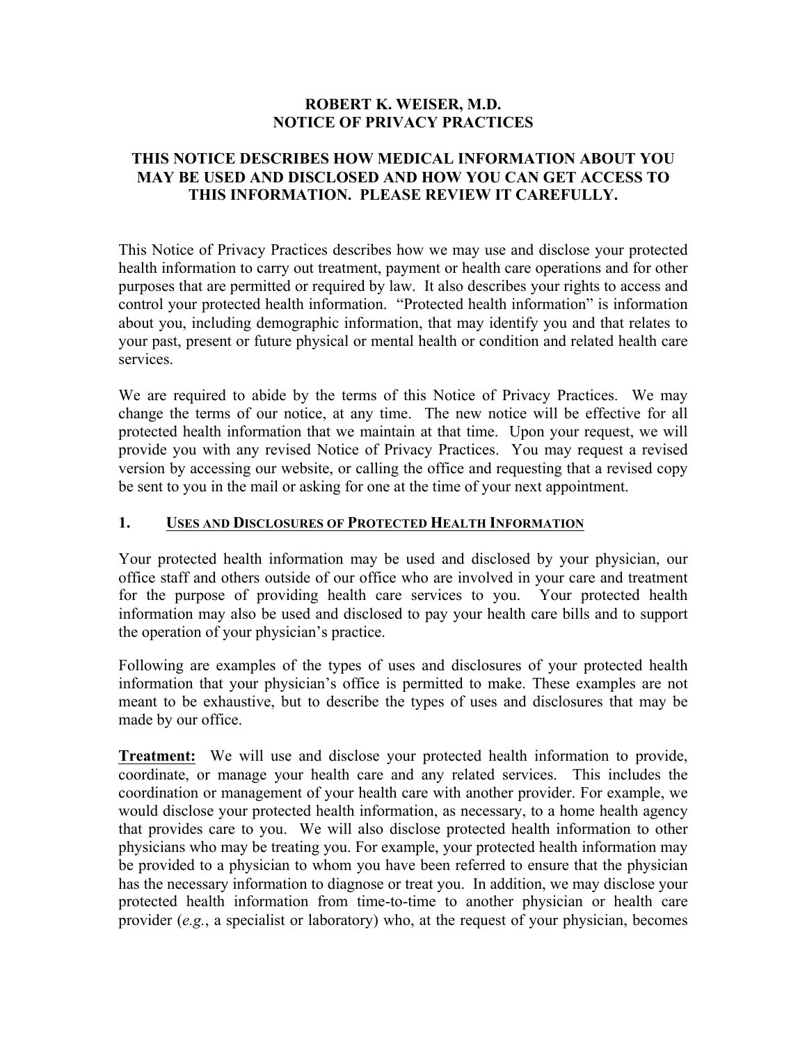# ROBERT K. WEISER, M.D.
# NOTICE OF PRIVACY PRACTICES

## THIS NOTICE DESCRIBES HOW MEDICAL INFORMATION ABOUT YOU MAY BE USED AND DISCLOSED AND HOW YOU CAN GET ACCESS TO THIS INFORMATION. PLEASE REVIEW IT CAREFULLY.

This Notice of Privacy Practices describes how we may use and disclose your protected health information to carry out treatment, payment or health care operations and for other purposes that are permitted or required by law. It also describes your rights to access and control your protected health information. "Protected health information" is information about you, including demographic information, that may identify you and that relates to your past, present or future physical or mental health or condition and related health care services.

We are required to abide by the terms of this Notice of Privacy Practices. We may change the terms of our notice, at any time. The new notice will be effective for all protected health information that we maintain at that time. Upon your request, we will provide you with any revised Notice of Privacy Practices. You may request a revised version by accessing our website, or calling the office and requesting that a revised copy be sent to you in the mail or asking for one at the time of your next appointment.

## 1. USES AND DISCLOSURES OF PROTECTED HEALTH INFORMATION

Your protected health information may be used and disclosed by your physician, our office staff and others outside of our office who are involved in your care and treatment for the purpose of providing health care services to you. Your protected health information may also be used and disclosed to pay your health care bills and to support the operation of your physician's practice.

Following are examples of the types of uses and disclosures of your protected health information that your physician's office is permitted to make. These examples are not meant to be exhaustive, but to describe the types of uses and disclosures that may be made by our office.

**Treatment:** We will use and disclose your protected health information to provide, coordinate, or manage your health care and any related services. This includes the coordination or management of your health care with another provider. For example, we would disclose your protected health information, as necessary, to a home health agency that provides care to you. We will also disclose protected health information to other physicians who may be treating you. For example, your protected health information may be provided to a physician to whom you have been referred to ensure that the physician has the necessary information to diagnose or treat you. In addition, we may disclose your protected health information from time-to-time to another physician or health care provider (*e.g.*, a specialist or laboratory) who, at the request of your physician, becomes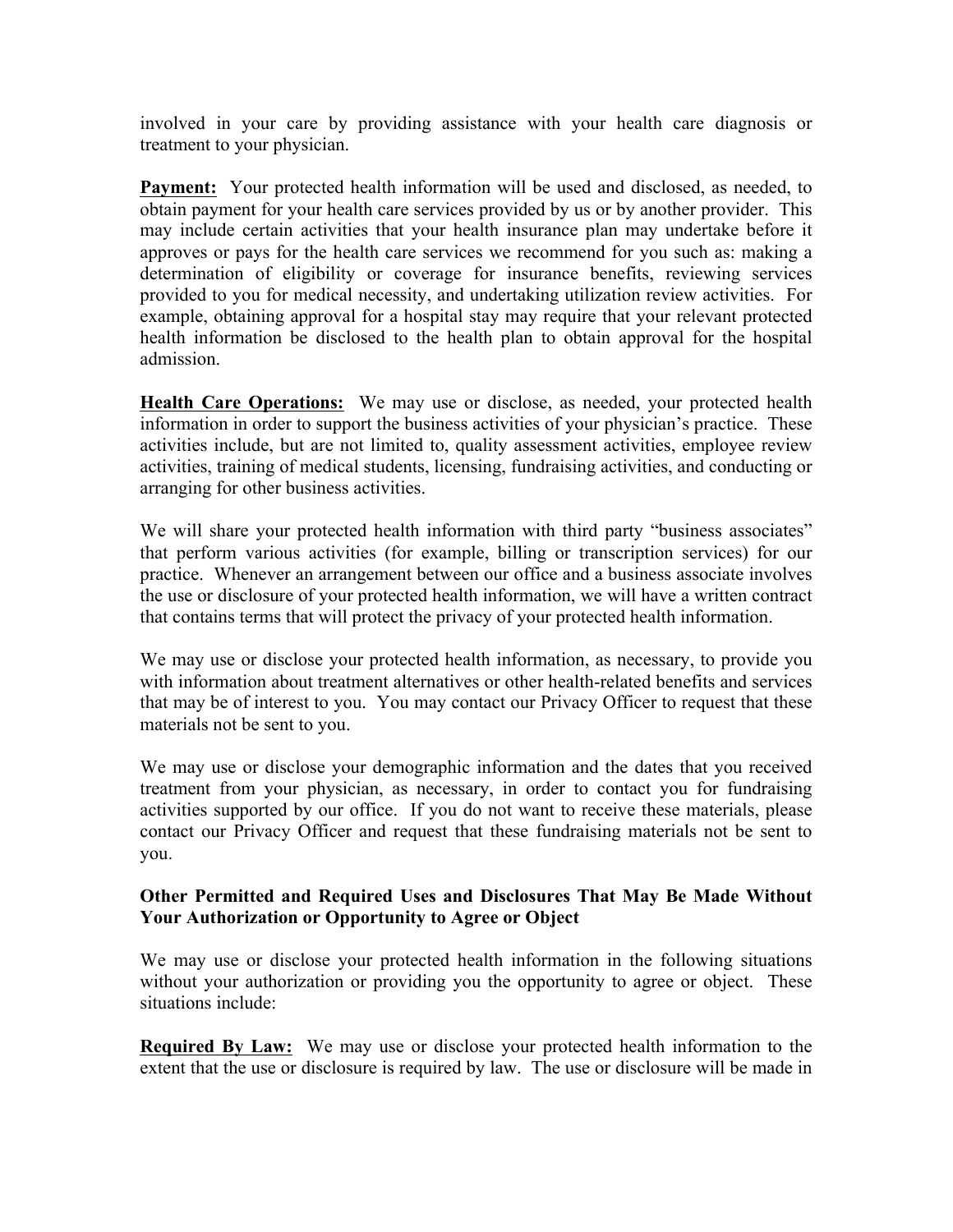involved in your care by providing assistance with your health care diagnosis or treatment to your physician.

**Payment:** Your protected health information will be used and disclosed, as needed, to obtain payment for your health care services provided by us or by another provider. This may include certain activities that your health insurance plan may undertake before it approves or pays for the health care services we recommend for you such as: making a determination of eligibility or coverage for insurance benefits, reviewing services provided to you for medical necessity, and undertaking utilization review activities. For example, obtaining approval for a hospital stay may require that your relevant protected health information be disclosed to the health plan to obtain approval for the hospital admission.

**Health Care Operations:** We may use or disclose, as needed, your protected health information in order to support the business activities of your physician's practice. These activities include, but are not limited to, quality assessment activities, employee review activities, training of medical students, licensing, fundraising activities, and conducting or arranging for other business activities.

We will share your protected health information with third party "business associates" that perform various activities (for example, billing or transcription services) for our practice. Whenever an arrangement between our office and a business associate involves the use or disclosure of your protected health information, we will have a written contract that contains terms that will protect the privacy of your protected health information.

We may use or disclose your protected health information, as necessary, to provide you with information about treatment alternatives or other health-related benefits and services that may be of interest to you. You may contact our Privacy Officer to request that these materials not be sent to you.

We may use or disclose your demographic information and the dates that you received treatment from your physician, as necessary, in order to contact you for fundraising activities supported by our office. If you do not want to receive these materials, please contact our Privacy Officer and request that these fundraising materials not be sent to you.

**Other Permitted and Required Uses and Disclosures That May Be Made Without Your Authorization or Opportunity to Agree or Object**

We may use or disclose your protected health information in the following situations without your authorization or providing you the opportunity to agree or object. These situations include:

**Required By Law:** We may use or disclose your protected health information to the extent that the use or disclosure is required by law. The use or disclosure will be made in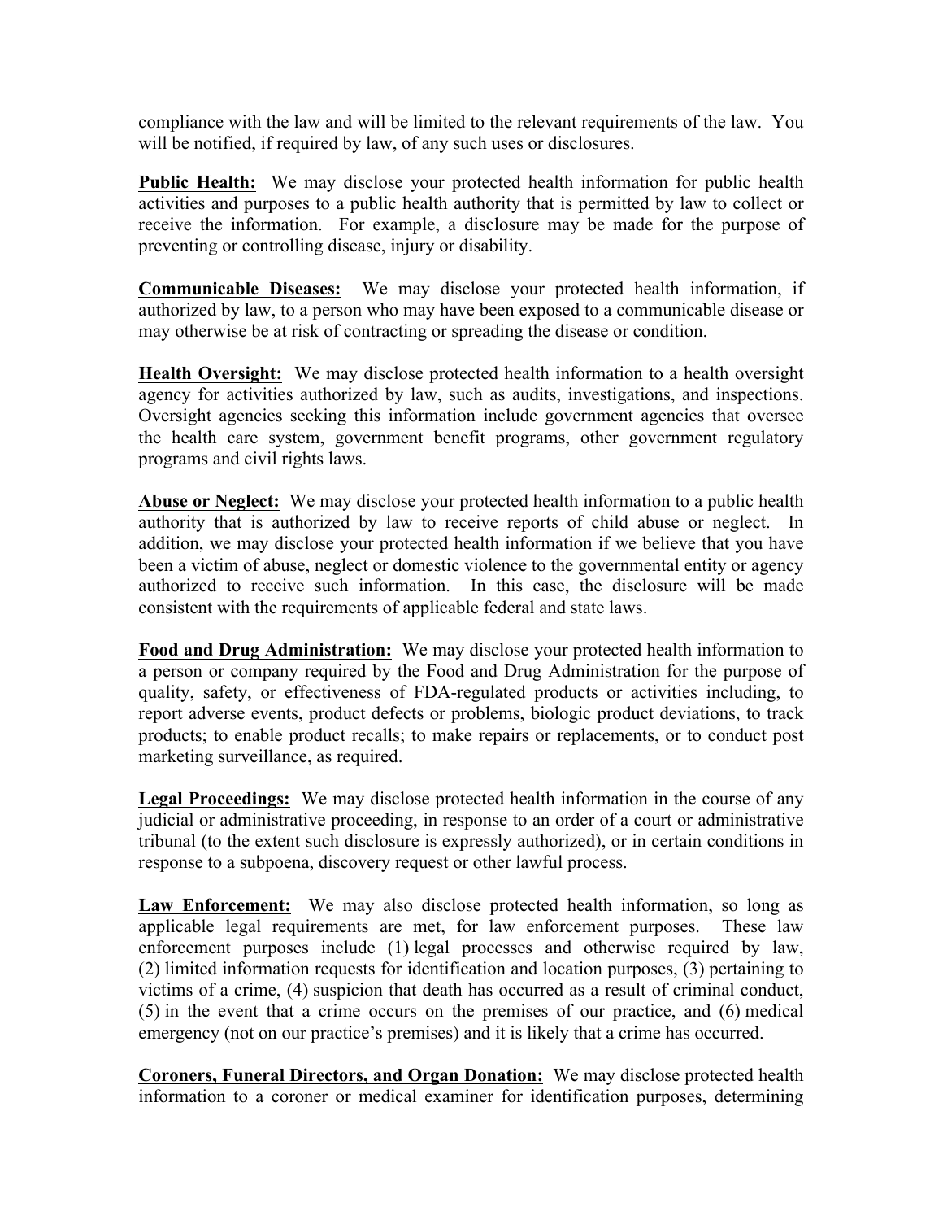compliance with the law and will be limited to the relevant requirements of the law. You will be notified, if required by law, of any such uses or disclosures.

**Public Health:** We may disclose your protected health information for public health activities and purposes to a public health authority that is permitted by law to collect or receive the information. For example, a disclosure may be made for the purpose of preventing or controlling disease, injury or disability.

**Communicable Diseases:** We may disclose your protected health information, if authorized by law, to a person who may have been exposed to a communicable disease or may otherwise be at risk of contracting or spreading the disease or condition.

**Health Oversight:** We may disclose protected health information to a health oversight agency for activities authorized by law, such as audits, investigations, and inspections. Oversight agencies seeking this information include government agencies that oversee the health care system, government benefit programs, other government regulatory programs and civil rights laws.

**Abuse or Neglect:** We may disclose your protected health information to a public health authority that is authorized by law to receive reports of child abuse or neglect. In addition, we may disclose your protected health information if we believe that you have been a victim of abuse, neglect or domestic violence to the governmental entity or agency authorized to receive such information. In this case, the disclosure will be made consistent with the requirements of applicable federal and state laws.

**Food and Drug Administration:** We may disclose your protected health information to a person or company required by the Food and Drug Administration for the purpose of quality, safety, or effectiveness of FDA-regulated products or activities including, to report adverse events, product defects or problems, biologic product deviations, to track products; to enable product recalls; to make repairs or replacements, or to conduct post marketing surveillance, as required.

**Legal Proceedings:** We may disclose protected health information in the course of any judicial or administrative proceeding, in response to an order of a court or administrative tribunal (to the extent such disclosure is expressly authorized), or in certain conditions in response to a subpoena, discovery request or other lawful process.

**Law Enforcement:** We may also disclose protected health information, so long as applicable legal requirements are met, for law enforcement purposes. These law enforcement purposes include (1) legal processes and otherwise required by law, (2) limited information requests for identification and location purposes, (3) pertaining to victims of a crime, (4) suspicion that death has occurred as a result of criminal conduct, (5) in the event that a crime occurs on the premises of our practice, and (6) medical emergency (not on our practice's premises) and it is likely that a crime has occurred.

**Coroners, Funeral Directors, and Organ Donation:** We may disclose protected health information to a coroner or medical examiner for identification purposes, determining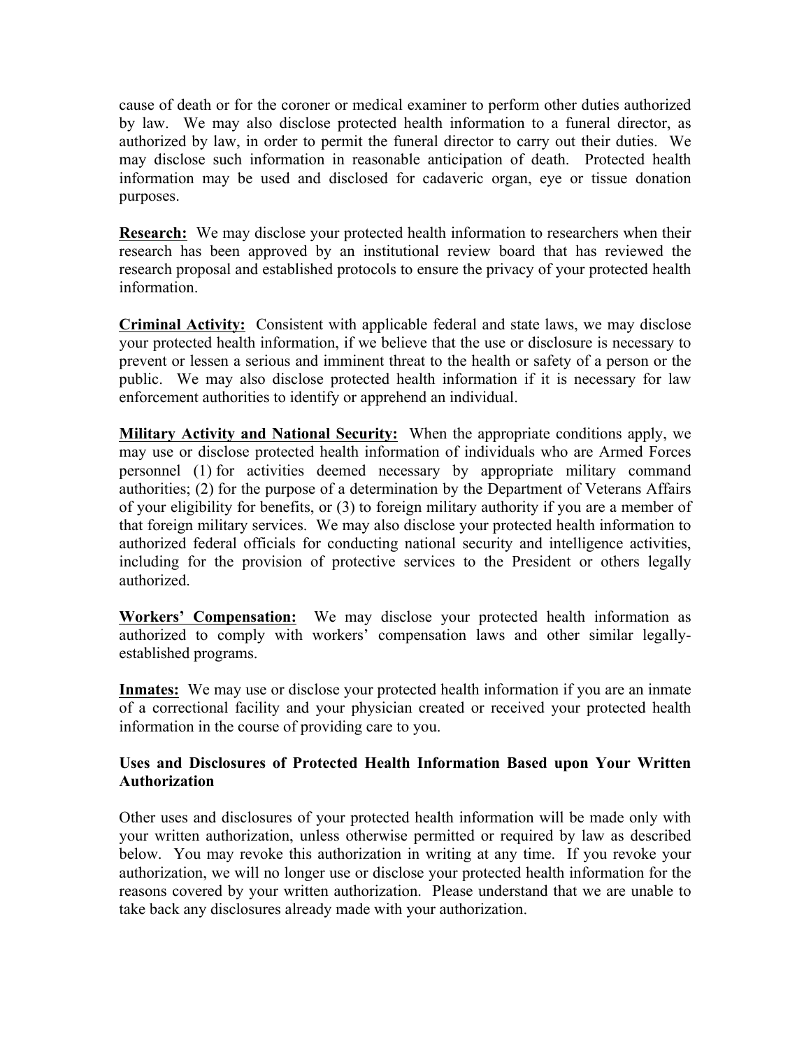cause of death or for the coroner or medical examiner to perform other duties authorized by law. We may also disclose protected health information to a funeral director, as authorized by law, in order to permit the funeral director to carry out their duties. We may disclose such information in reasonable anticipation of death. Protected health information may be used and disclosed for cadaveric organ, eye or tissue donation purposes.

**Research:** We may disclose your protected health information to researchers when their research has been approved by an institutional review board that has reviewed the research proposal and established protocols to ensure the privacy of your protected health information.

**Criminal Activity:** Consistent with applicable federal and state laws, we may disclose your protected health information, if we believe that the use or disclosure is necessary to prevent or lessen a serious and imminent threat to the health or safety of a person or the public. We may also disclose protected health information if it is necessary for law enforcement authorities to identify or apprehend an individual.

**Military Activity and National Security:** When the appropriate conditions apply, we may use or disclose protected health information of individuals who are Armed Forces personnel (1) for activities deemed necessary by appropriate military command authorities; (2) for the purpose of a determination by the Department of Veterans Affairs of your eligibility for benefits, or (3) to foreign military authority if you are a member of that foreign military services. We may also disclose your protected health information to authorized federal officials for conducting national security and intelligence activities, including for the provision of protective services to the President or others legally authorized.

**Workers' Compensation:** We may disclose your protected health information as authorized to comply with workers' compensation laws and other similar legally-established programs.

**Inmates:** We may use or disclose your protected health information if you are an inmate of a correctional facility and your physician created or received your protected health information in the course of providing care to you.

**Uses and Disclosures of Protected Health Information Based upon Your Written Authorization**

Other uses and disclosures of your protected health information will be made only with your written authorization, unless otherwise permitted or required by law as described below. You may revoke this authorization in writing at any time. If you revoke your authorization, we will no longer use or disclose your protected health information for the reasons covered by your written authorization. Please understand that we are unable to take back any disclosures already made with your authorization.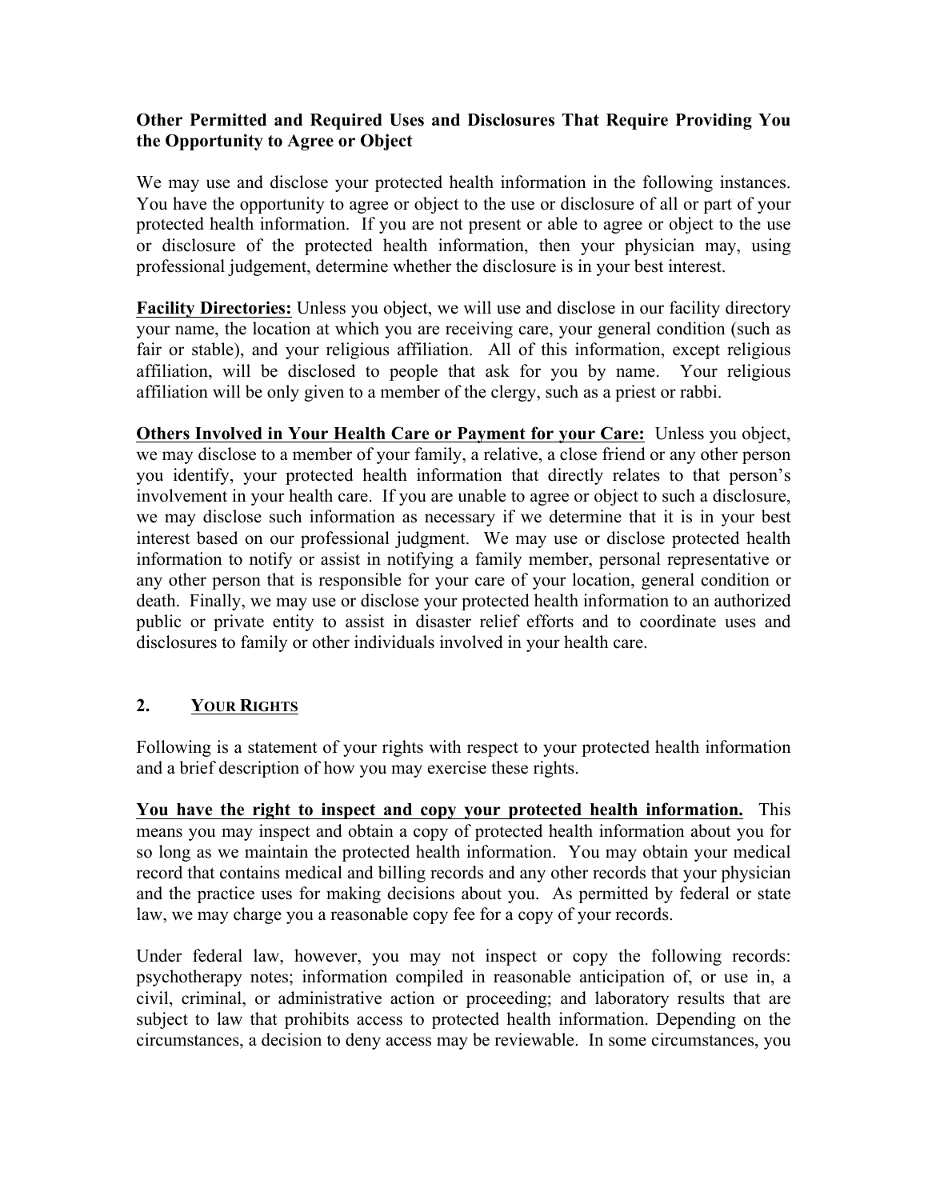**Other Permitted and Required Uses and Disclosures That Require Providing You the Opportunity to Agree or Object**

We may use and disclose your protected health information in the following instances. You have the opportunity to agree or object to the use or disclosure of all or part of your protected health information. If you are not present or able to agree or object to the use or disclosure of the protected health information, then your physician may, using professional judgement, determine whether the disclosure is in your best interest.

**<u>Facility Directories:</u>** Unless you object, we will use and disclose in our facility directory your name, the location at which you are receiving care, your general condition (such as fair or stable), and your religious affiliation. All of this information, except religious affiliation, will be disclosed to people that ask for you by name. Your religious affiliation will be only given to a member of the clergy, such as a priest or rabbi.

**<u>Others Involved in Your Health Care or Payment for your Care:</u>** Unless you object, we may disclose to a member of your family, a relative, a close friend or any other person you identify, your protected health information that directly relates to that person's involvement in your health care. If you are unable to agree or object to such a disclosure, we may disclose such information as necessary if we determine that it is in your best interest based on our professional judgment. We may use or disclose protected health information to notify or assist in notifying a family member, personal representative or any other person that is responsible for your care of your location, general condition or death. Finally, we may use or disclose your protected health information to an authorized public or private entity to assist in disaster relief efforts and to coordinate uses and disclosures to family or other individuals involved in your health care.

## 2. <u>YOUR RIGHTS</u>

Following is a statement of your rights with respect to your protected health information and a brief description of how you may exercise these rights.

**<u>You have the right to inspect and copy your protected health information.</u>** This means you may inspect and obtain a copy of protected health information about you for so long as we maintain the protected health information. You may obtain your medical record that contains medical and billing records and any other records that your physician and the practice uses for making decisions about you. As permitted by federal or state law, we may charge you a reasonable copy fee for a copy of your records.

Under federal law, however, you may not inspect or copy the following records: psychotherapy notes; information compiled in reasonable anticipation of, or use in, a civil, criminal, or administrative action or proceeding; and laboratory results that are subject to law that prohibits access to protected health information. Depending on the circumstances, a decision to deny access may be reviewable. In some circumstances, you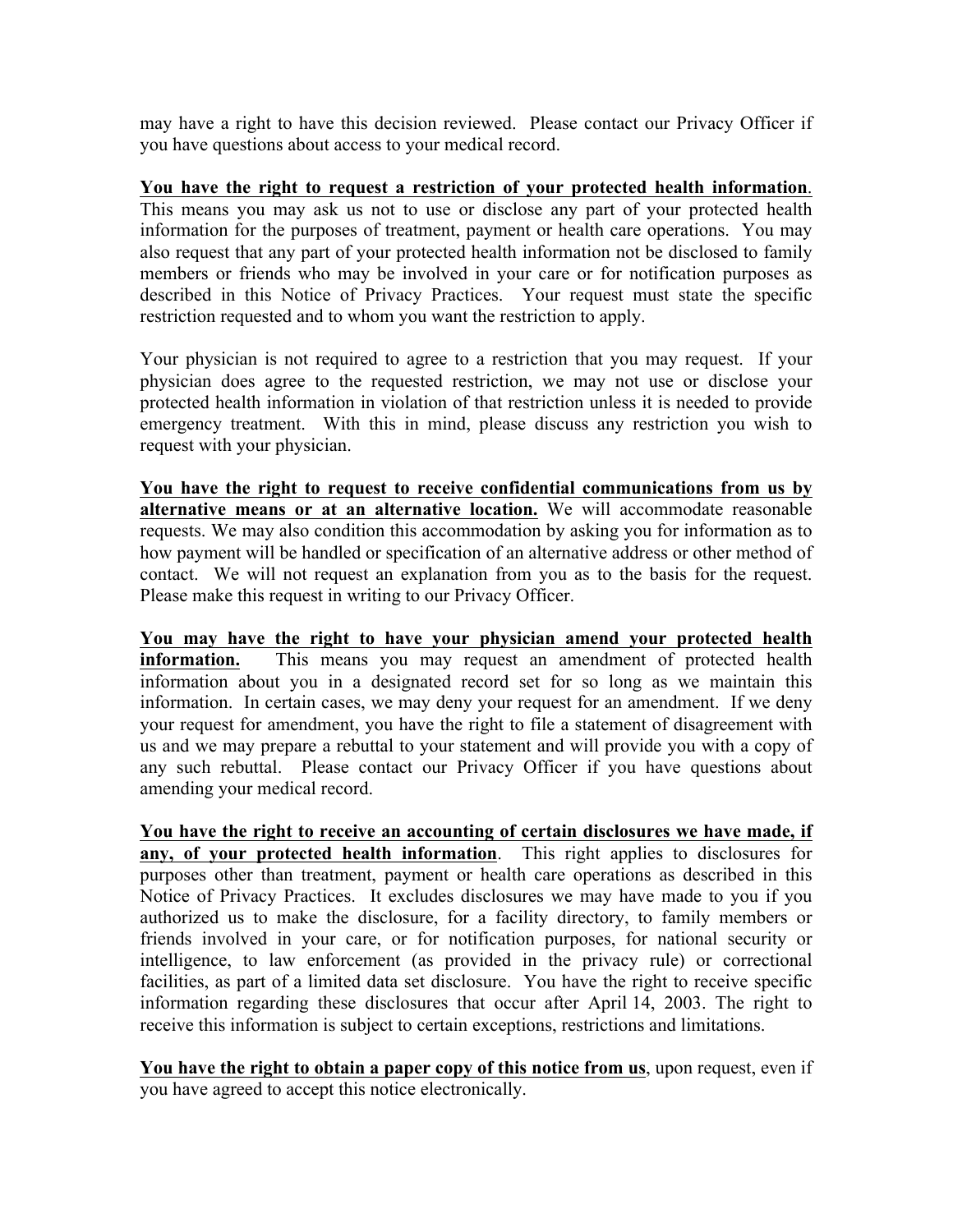may have a right to have this decision reviewed. Please contact our Privacy Officer if you have questions about access to your medical record.

**You have the right to request a restriction of your protected health information**. This means you may ask us not to use or disclose any part of your protected health information for the purposes of treatment, payment or health care operations. You may also request that any part of your protected health information not be disclosed to family members or friends who may be involved in your care or for notification purposes as described in this Notice of Privacy Practices. Your request must state the specific restriction requested and to whom you want the restriction to apply.

Your physician is not required to agree to a restriction that you may request. If your physician does agree to the requested restriction, we may not use or disclose your protected health information in violation of that restriction unless it is needed to provide emergency treatment. With this in mind, please discuss any restriction you wish to request with your physician.

**You have the right to request to receive confidential communications from us by alternative means or at an alternative location.** We will accommodate reasonable requests. We may also condition this accommodation by asking you for information as to how payment will be handled or specification of an alternative address or other method of contact. We will not request an explanation from you as to the basis for the request. Please make this request in writing to our Privacy Officer.

**You may have the right to have your physician amend your protected health information.** This means you may request an amendment of protected health information about you in a designated record set for so long as we maintain this information. In certain cases, we may deny your request for an amendment. If we deny your request for amendment, you have the right to file a statement of disagreement with us and we may prepare a rebuttal to your statement and will provide you with a copy of any such rebuttal. Please contact our Privacy Officer if you have questions about amending your medical record.

**You have the right to receive an accounting of certain disclosures we have made, if any, of your protected health information**. This right applies to disclosures for purposes other than treatment, payment or health care operations as described in this Notice of Privacy Practices. It excludes disclosures we may have made to you if you authorized us to make the disclosure, for a facility directory, to family members or friends involved in your care, or for notification purposes, for national security or intelligence, to law enforcement (as provided in the privacy rule) or correctional facilities, as part of a limited data set disclosure. You have the right to receive specific information regarding these disclosures that occur after April 14, 2003. The right to receive this information is subject to certain exceptions, restrictions and limitations.

**You have the right to obtain a paper copy of this notice from us**, upon request, even if you have agreed to accept this notice electronically.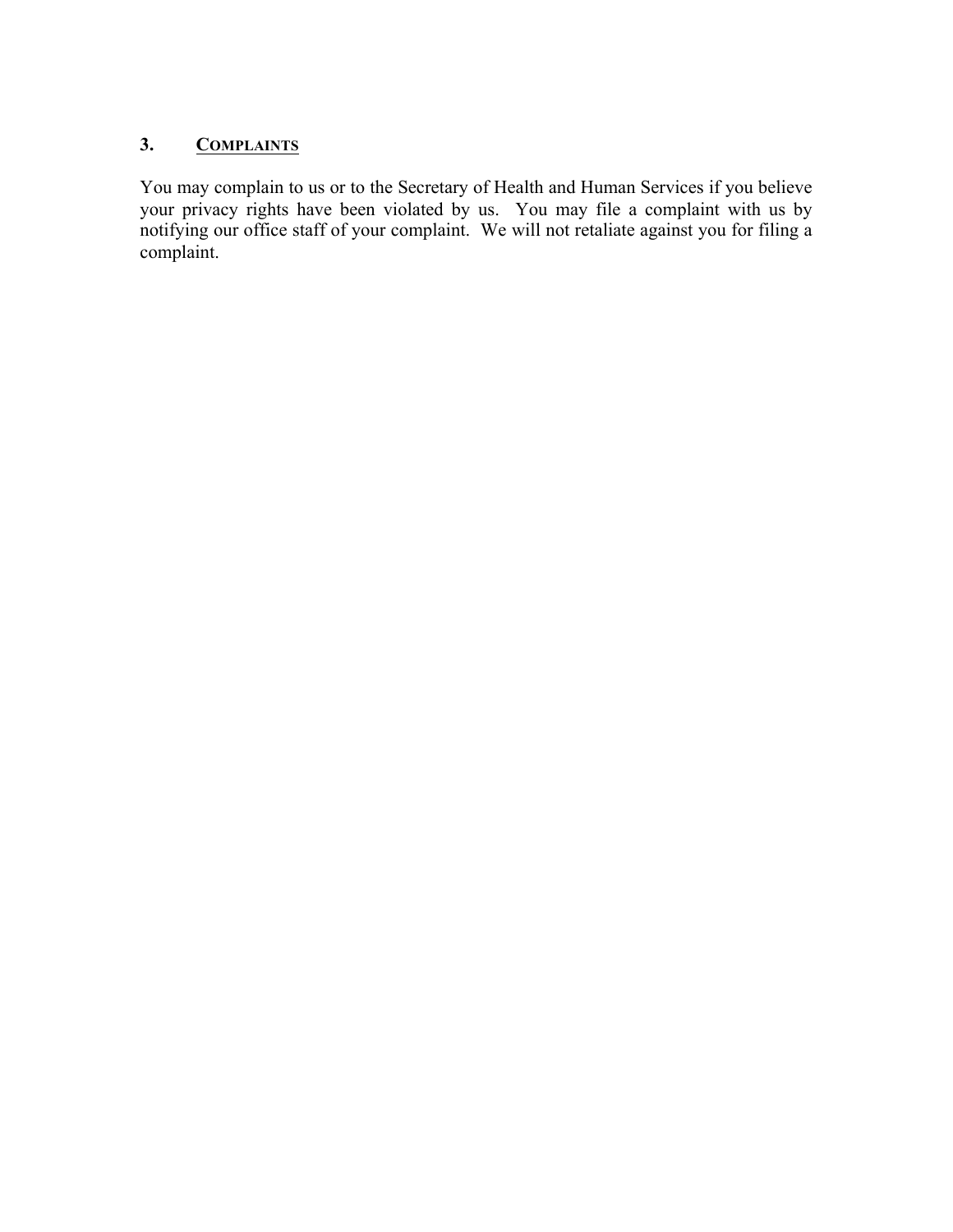## 3. COMPLAINTS

You may complain to us or to the Secretary of Health and Human Services if you believe your privacy rights have been violated by us. You may file a complaint with us by notifying our office staff of your complaint. We will not retaliate against you for filing a complaint.